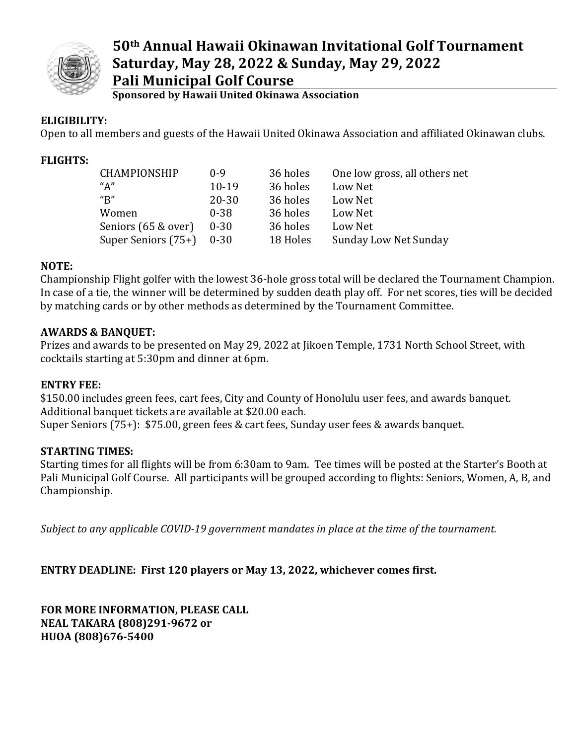# 50th Annual Hawaii Okinawan Invitational Golf Tournament
## Saturday, May 28, 2022 & Sunday, May 29, 2022
## Pali Municipal Golf Course

**Sponsored by Hawaii United Okinawa Association**

**ELIGIBILITY:**
Open to all members and guests of the Hawaii United Okinawa Association and affiliated Okinawan clubs.

**FLIGHTS:**

| | | | |
|---|---|---|---|
| CHAMPIONSHIP | 0-9 | 36 holes | One low gross, all others net |
| "A" | 10-19 | 36 holes | Low Net |
| "B" | 20-30 | 36 holes | Low Net |
| Women | 0-38 | 36 holes | Low Net |
| Seniors (65 & over) | 0-30 | 36 holes | Low Net |
| Super Seniors (75+) | 0-30 | 18 Holes | Sunday Low Net Sunday |

**NOTE:**
Championship Flight golfer with the lowest 36-hole gross total will be declared the Tournament Champion. In case of a tie, the winner will be determined by sudden death play off. For net scores, ties will be decided by matching cards or by other methods as determined by the Tournament Committee.

**AWARDS & BANQUET:**
Prizes and awards to be presented on May 29, 2022 at Jikoen Temple, 1731 North School Street, with cocktails starting at 5:30pm and dinner at 6pm.

**ENTRY FEE:**
$150.00 includes green fees, cart fees, City and County of Honolulu user fees, and awards banquet. Additional banquet tickets are available at $20.00 each.
Super Seniors (75+): $75.00, green fees & cart fees, Sunday user fees & awards banquet.

**STARTING TIMES:**
Starting times for all flights will be from 6:30am to 9am. Tee times will be posted at the Starter's Booth at Pali Municipal Golf Course. All participants will be grouped according to flights: Seniors, Women, A, B, and Championship.

*Subject to any applicable COVID-19 government mandates in place at the time of the tournament.*

**ENTRY DEADLINE: First 120 players or May 13, 2022, whichever comes first.**

**FOR MORE INFORMATION, PLEASE CALL**
**NEAL TAKARA (808)291-9672 or**
**HUOA (808)676-5400**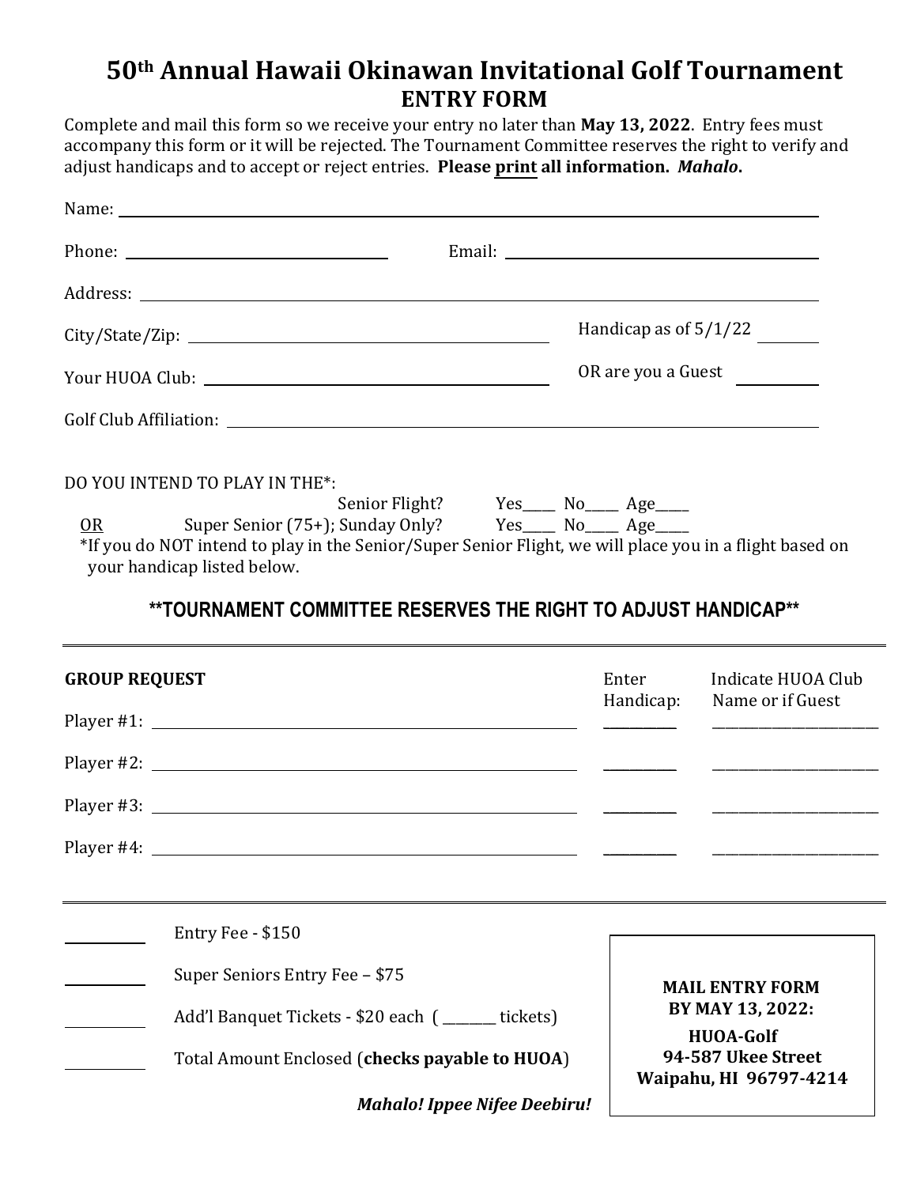# 50th Annual Hawaii Okinawan Invitational Golf Tournament

## ENTRY FORM

Complete and mail this form so we receive your entry no later than **May 13, 2022**. Entry fees must accompany this form or it will be rejected. The Tournament Committee reserves the right to verify and adjust handicaps and to accept or reject entries. **Please print all information.** ***Mahalo*.**

Name: ____________________________________________

Phone: ____________________ Email: ____________________

Address: ____________________________________________

City/State/Zip: ____________________ Handicap as of 5/1/22 ________

Your HUOA Club: ____________________ OR are you a Guest ________

Golf Club Affiliation: ____________________________________________

DO YOU INTEND TO PLAY IN THE*:

Senior Flight? Yes____ No____ Age____

OR Super Senior (75+); Sunday Only? Yes____ No____ Age____

*If you do NOT intend to play in the Senior/Super Senior Flight, we will place you in a flight based on your handicap listed below.

**\*\*TOURNAMENT COMMITTEE RESERVES THE RIGHT TO ADJUST HANDICAP\*\***

---

| GROUP REQUEST | Enter Handicap: | Indicate HUOA Club Name or if Guest |
|---|---|---|
| Player #1: | | |
| Player #2: | | |
| Player #3: | | |
| Player #4: | | |

---

________ Entry Fee - $150

________ Super Seniors Entry Fee – $75

________ Add'l Banquet Tickets - $20 each ( _______ tickets)

________ Total Amount Enclosed (**checks payable to HUOA**)

***Mahalo! Ippee Nifee Deebiru!***

**MAIL ENTRY FORM BY MAY 13, 2022:**

**HUOA-Golf**
**94-587 Ukee Street**
**Waipahu, HI 96797-4214**